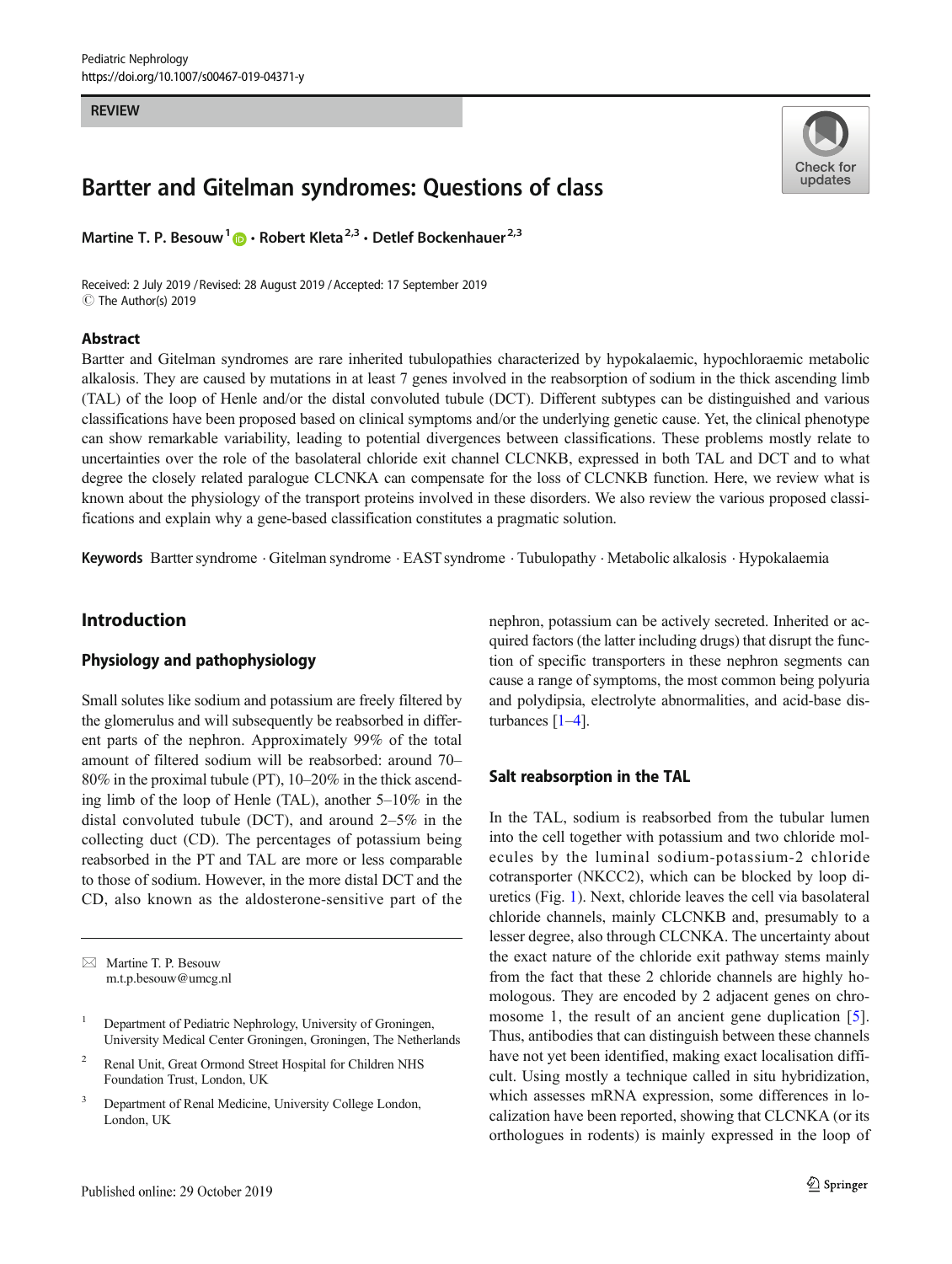REVIEW

# Bartter and Gitelman syndromes: Questions of class

**Martine T. P. Besouw**[1] **· Robert Kleta**[2,3] **· Detlef Bockenhauer**[2,3]

Received: 2 July 2019 / Revised: 28 August 2019 / Accepted: 17 September 2019
© The Author(s) 2019

## Abstract

Bartter and Gitelman syndromes are rare inherited tubulopathies characterized by hypokalaemic, hypochloraemic metabolic alkalosis. They are caused by mutations in at least 7 genes involved in the reabsorption of sodium in the thick ascending limb (TAL) of the loop of Henle and/or the distal convoluted tubule (DCT). Different subtypes can be distinguished and various classifications have been proposed based on clinical symptoms and/or the underlying genetic cause. Yet, the clinical phenotype can show remarkable variability, leading to potential divergences between classifications. These problems mostly relate to uncertainties over the role of the basolateral chloride exit channel CLCNKB, expressed in both TAL and DCT and to what degree the closely related paralogue CLCNKA can compensate for the loss of CLCNKB function. Here, we review what is known about the physiology of the transport proteins involved in these disorders. We also review the various proposed classifications and explain why a gene-based classification constitutes a pragmatic solution.

**Keywords** Bartter syndrome · Gitelman syndrome · EAST syndrome · Tubulopathy · Metabolic alkalosis · Hypokalaemia

## Introduction

### Physiology and pathophysiology

Small solutes like sodium and potassium are freely filtered by the glomerulus and will subsequently be reabsorbed in different parts of the nephron. Approximately 99% of the total amount of filtered sodium will be reabsorbed: around 70–80% in the proximal tubule (PT), 10–20% in the thick ascending limb of the loop of Henle (TAL), another 5–10% in the distal convoluted tubule (DCT), and around 2–5% in the collecting duct (CD). The percentages of potassium being reabsorbed in the PT and TAL are more or less comparable to those of sodium. However, in the more distal DCT and the CD, also known as the aldosterone-sensitive part of the nephron, potassium can be actively secreted. Inherited or acquired factors (the latter including drugs) that disrupt the function of specific transporters in these nephron segments can cause a range of symptoms, the most common being polyuria and polydipsia, electrolyte abnormalities, and acid-base disturbances [1–4].

### Salt reabsorption in the TAL

In the TAL, sodium is reabsorbed from the tubular lumen into the cell together with potassium and two chloride molecules by the luminal sodium-potassium-2 chloride cotransporter (NKCC2), which can be blocked by loop diuretics (Fig. 1). Next, chloride leaves the cell via basolateral chloride channels, mainly CLCNKB and, presumably to a lesser degree, also through CLCNKA. The uncertainty about the exact nature of the chloride exit pathway stems mainly from the fact that these 2 chloride channels are highly homologous. They are encoded by 2 adjacent genes on chromosome 1, the result of an ancient gene duplication [5]. Thus, antibodies that can distinguish between these channels have not yet been identified, making exact localisation difficult. Using mostly a technique called in situ hybridization, which assesses mRNA expression, some differences in localization have been reported, showing that CLCNKA (or its orthologues in rodents) is mainly expressed in the loop of

---

✉ Martine T. P. Besouw
m.t.p.besouw@umcg.nl

1 Department of Pediatric Nephrology, University of Groningen, University Medical Center Groningen, Groningen, The Netherlands

2 Renal Unit, Great Ormond Street Hospital for Children NHS Foundation Trust, London, UK

3 Department of Renal Medicine, University College London, London, UK

Published online: 29 October 2019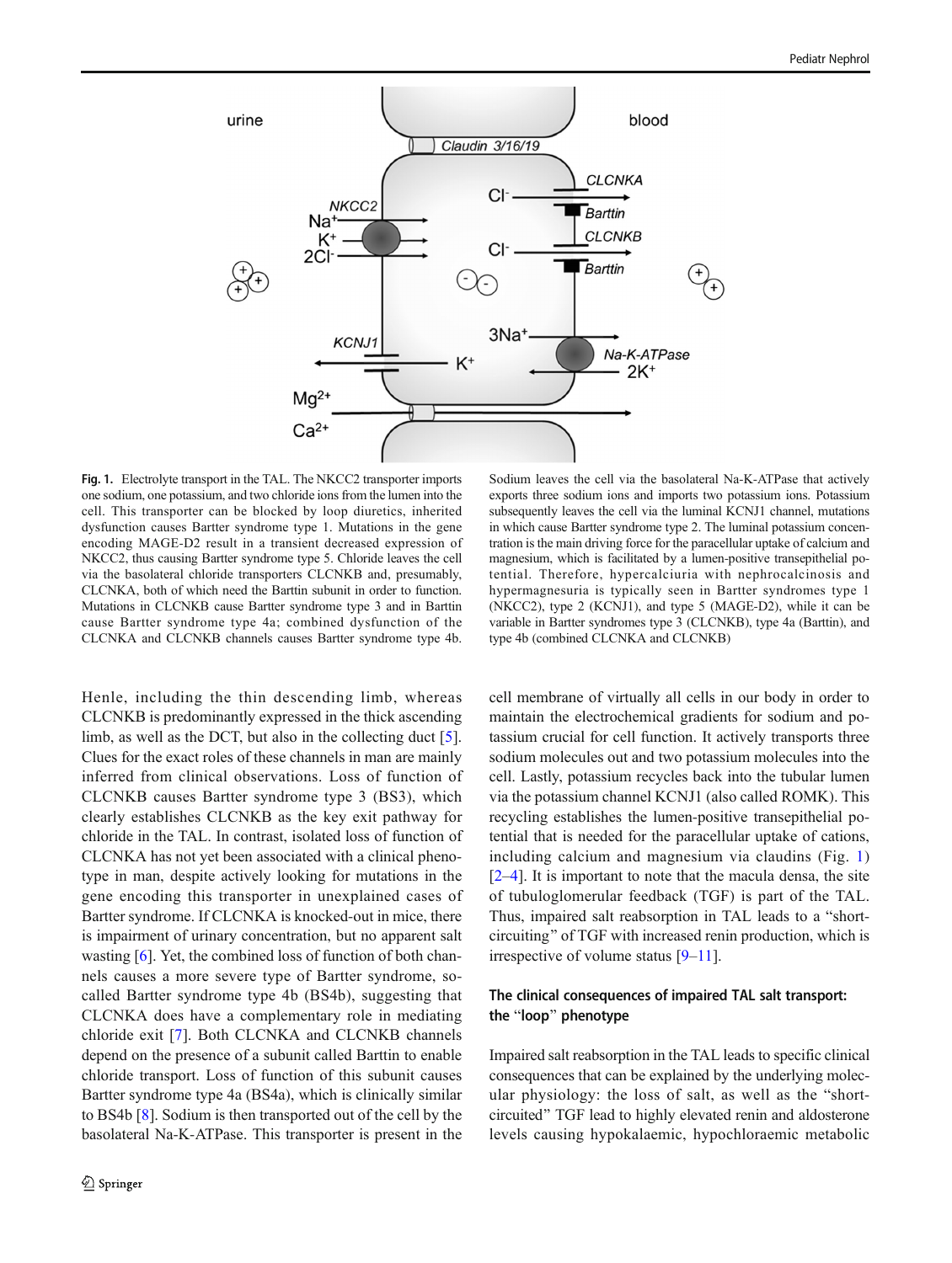**Fig. 1.** Electrolyte transport in the TAL. The NKCC2 transporter imports one sodium, one potassium, and two chloride ions from the lumen into the cell. This transporter can be blocked by loop diuretics, inherited dysfunction causes Bartter syndrome type 1. Mutations in the gene encoding MAGE-D2 result in a transient decreased expression of NKCC2, thus causing Bartter syndrome type 5. Chloride leaves the cell via the basolateral chloride transporters CLCNKB and, presumably, CLCNKA, both of which need the Barttin subunit in order to function. Mutations in CLCNKB cause Bartter syndrome type 3 and in Barttin cause Bartter syndrome type 4a; combined dysfunction of the CLCNKA and CLCNKB channels causes Bartter syndrome type 4b. Sodium leaves the cell via the basolateral Na-K-ATPase that actively exports three sodium ions and imports two potassium ions. Potassium subsequently leaves the cell via the luminal KCNJ1 channel, mutations in which cause Bartter syndrome type 2. The luminal potassium concentration is the main driving force for the paracellular uptake of calcium and magnesium, which is facilitated by a lumen-positive transepithelial potential. Therefore, hypercalciuria with nephrocalcinosis and hypermagnesuria is typically seen in Bartter syndromes type 1 (NKCC2), type 2 (KCNJ1), and type 5 (MAGE-D2), while it can be variable in Bartter syndromes type 3 (CLCNKB), type 4a (Barttin), and type 4b (combined CLCNKA and CLCNKB)

Henle, including the thin descending limb, whereas CLCNKB is predominantly expressed in the thick ascending limb, as well as the DCT, but also in the collecting duct [5]. Clues for the exact roles of these channels in man are mainly inferred from clinical observations. Loss of function of CLCNKB causes Bartter syndrome type 3 (BS3), which clearly establishes CLCNKB as the key exit pathway for chloride in the TAL. In contrast, isolated loss of function of CLCNKA has not yet been associated with a clinical phenotype in man, despite actively looking for mutations in the gene encoding this transporter in unexplained cases of Bartter syndrome. If CLCNKA is knocked-out in mice, there is impairment of urinary concentration, but no apparent salt wasting [6]. Yet, the combined loss of function of both channels causes a more severe type of Bartter syndrome, so-called Bartter syndrome type 4b (BS4b), suggesting that CLCNKA does have a complementary role in mediating chloride exit [7]. Both CLCNKA and CLCNKB channels depend on the presence of a subunit called Barttin to enable chloride transport. Loss of function of this subunit causes Bartter syndrome type 4a (BS4a), which is clinically similar to BS4b [8]. Sodium is then transported out of the cell by the basolateral Na-K-ATPase. This transporter is present in the cell membrane of virtually all cells in our body in order to maintain the electrochemical gradients for sodium and potassium crucial for cell function. It actively transports three sodium molecules out and two potassium molecules into the cell. Lastly, potassium recycles back into the tubular lumen via the potassium channel KCNJ1 (also called ROMK). This recycling establishes the lumen-positive transepithelial potential that is needed for the paracellular uptake of cations, including calcium and magnesium via claudins (Fig. 1) [2–4]. It is important to note that the macula densa, the site of tubuloglomerular feedback (TGF) is part of the TAL. Thus, impaired salt reabsorption in TAL leads to a "short-circuiting" of TGF with increased renin production, which is irrespective of volume status [9–11].

### The clinical consequences of impaired TAL salt transport: the "loop" phenotype

Impaired salt reabsorption in the TAL leads to specific clinical consequences that can be explained by the underlying molecular physiology: the loss of salt, as well as the "short-circuited" TGF lead to highly elevated renin and aldosterone levels causing hypokalaemic, hypochloraemic metabolic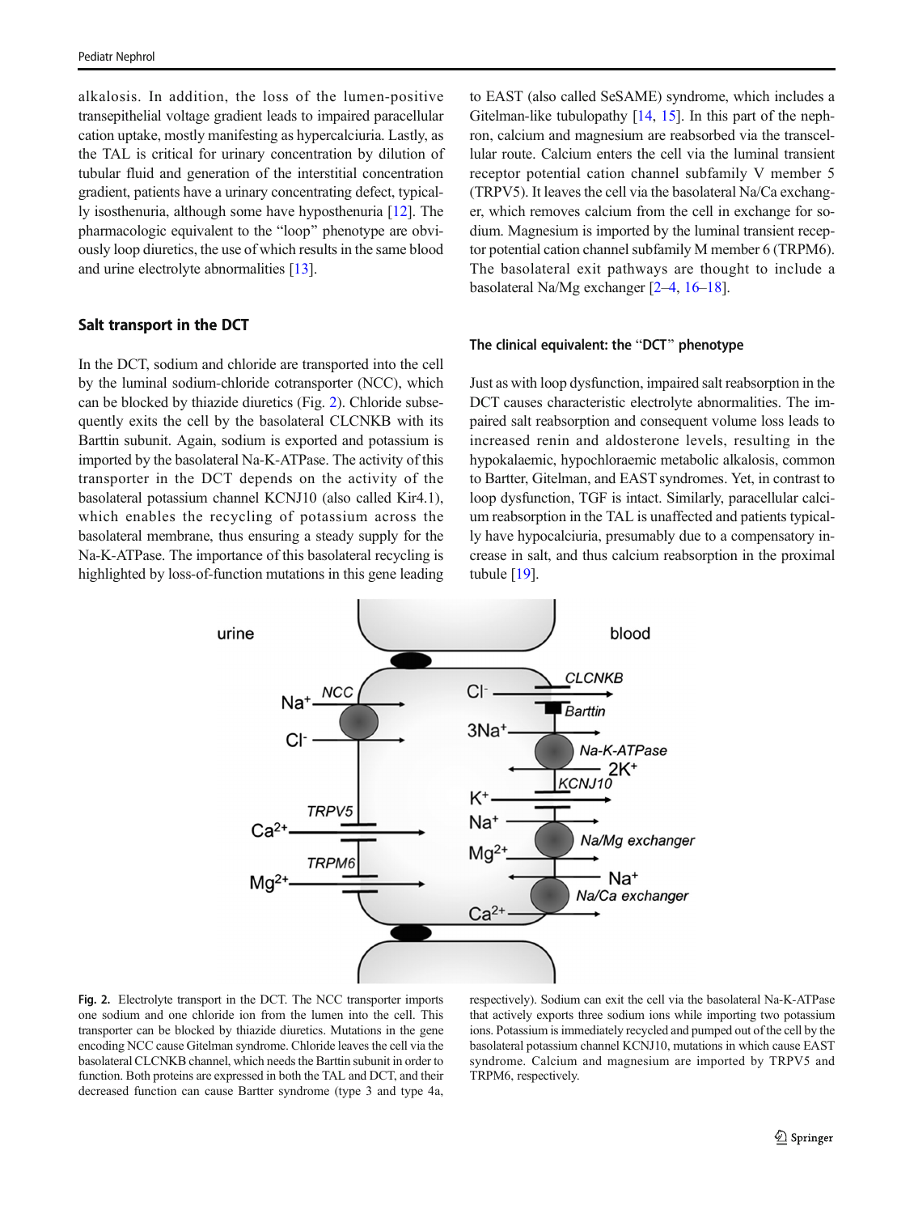alkalosis. In addition, the loss of the lumen-positive transepithelial voltage gradient leads to impaired paracellular cation uptake, mostly manifesting as hypercalciuria. Lastly, as the TAL is critical for urinary concentration by dilution of tubular fluid and generation of the interstitial concentration gradient, patients have a urinary concentrating defect, typically isosthenuria, although some have hyposthenuria [12]. The pharmacologic equivalent to the "loop" phenotype are obviously loop diuretics, the use of which results in the same blood and urine electrolyte abnormalities [13].

## Salt transport in the DCT

In the DCT, sodium and chloride are transported into the cell by the luminal sodium-chloride cotransporter (NCC), which can be blocked by thiazide diuretics (Fig. 2). Chloride subsequently exits the cell by the basolateral CLCNKB with its Barttin subunit. Again, sodium is exported and potassium is imported by the basolateral Na-K-ATPase. The activity of this transporter in the DCT depends on the activity of the basolateral potassium channel KCNJ10 (also called Kir4.1), which enables the recycling of potassium across the basolateral membrane, thus ensuring a steady supply for the Na-K-ATPase. The importance of this basolateral recycling is highlighted by loss-of-function mutations in this gene leading to EAST (also called SeSAME) syndrome, which includes a Gitelman-like tubulopathy [14, 15]. In this part of the nephron, calcium and magnesium are reabsorbed via the transcellular route. Calcium enters the cell via the luminal transient receptor potential cation channel subfamily V member 5 (TRPV5). It leaves the cell via the basolateral Na/Ca exchanger, which removes calcium from the cell in exchange for sodium. Magnesium is imported by the luminal transient receptor potential cation channel subfamily M member 6 (TRPM6). The basolateral exit pathways are thought to include a basolateral Na/Mg exchanger [2–4, 16–18].

### The clinical equivalent: the "DCT" phenotype

Just as with loop dysfunction, impaired salt reabsorption in the DCT causes characteristic electrolyte abnormalities. The impaired salt reabsorption and consequent volume loss leads to increased renin and aldosterone levels, resulting in the hypokalaemic, hypochloraemic metabolic alkalosis, common to Bartter, Gitelman, and EAST syndromes. Yet, in contrast to loop dysfunction, TGF is intact. Similarly, paracellular calcium reabsorption in the TAL is unaffected and patients typically have hypocalciuria, presumably due to a compensatory increase in salt, and thus calcium reabsorption in the proximal tubule [19].

**Fig. 2.** Electrolyte transport in the DCT. The NCC transporter imports one sodium and one chloride ion from the lumen into the cell. This transporter can be blocked by thiazide diuretics. Mutations in the gene encoding NCC cause Gitelman syndrome. Chloride leaves the cell via the basolateral CLCNKB channel, which needs the Barttin subunit in order to function. Both proteins are expressed in both the TAL and DCT, and their decreased function can cause Bartter syndrome (type 3 and type 4a, respectively). Sodium can exit the cell via the basolateral Na-K-ATPase that actively exports three sodium ions while importing two potassium ions. Potassium is immediately recycled and pumped out of the cell by the basolateral potassium channel KCNJ10, mutations in which cause EAST syndrome. Calcium and magnesium are imported by TRPV5 and TRPM6, respectively.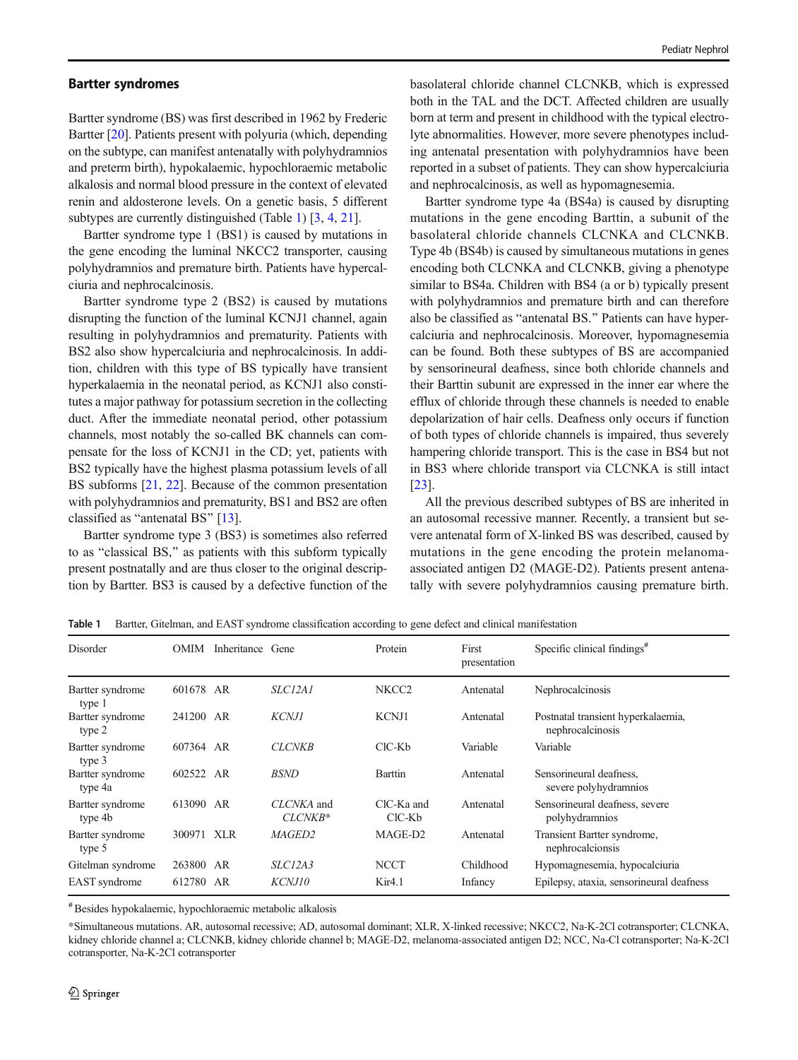### Bartter syndromes

Bartter syndrome (BS) was first described in 1962 by Frederic Bartter [20]. Patients present with polyuria (which, depending on the subtype, can manifest antenatally with polyhydramnios and preterm birth), hypokalaemic, hypochloraemic metabolic alkalosis and normal blood pressure in the context of elevated renin and aldosterone levels. On a genetic basis, 5 different subtypes are currently distinguished (Table 1) [3, 4, 21].

Bartter syndrome type 1 (BS1) is caused by mutations in the gene encoding the luminal NKCC2 transporter, causing polyhydramnios and premature birth. Patients have hypercalciuria and nephrocalcinosis.

Bartter syndrome type 2 (BS2) is caused by mutations disrupting the function of the luminal KCNJ1 channel, again resulting in polyhydramnios and prematurity. Patients with BS2 also show hypercalciuria and nephrocalcinosis. In addition, children with this type of BS typically have transient hyperkalaemia in the neonatal period, as KCNJ1 also constitutes a major pathway for potassium secretion in the collecting duct. After the immediate neonatal period, other potassium channels, most notably the so-called BK channels can compensate for the loss of KCNJ1 in the CD; yet, patients with BS2 typically have the highest plasma potassium levels of all BS subforms [21, 22]. Because of the common presentation with polyhydramnios and prematurity, BS1 and BS2 are often classified as "antenatal BS" [13].

Bartter syndrome type 3 (BS3) is sometimes also referred to as "classical BS," as patients with this subform typically present postnatally and are thus closer to the original description by Bartter. BS3 is caused by a defective function of the basolateral chloride channel CLCNKB, which is expressed both in the TAL and the DCT. Affected children are usually born at term and present in childhood with the typical electrolyte abnormalities. However, more severe phenotypes including antenatal presentation with polyhydramnios have been reported in a subset of patients. They can show hypercalciuria and nephrocalcinosis, as well as hypomagnesemia.

Bartter syndrome type 4a (BS4a) is caused by disrupting mutations in the gene encoding Barttin, a subunit of the basolateral chloride channels CLCNKA and CLCNKB. Type 4b (BS4b) is caused by simultaneous mutations in genes encoding both CLCNKA and CLCNKB, giving a phenotype similar to BS4a. Children with BS4 (a or b) typically present with polyhydramnios and premature birth and can therefore also be classified as "antenatal BS." Patients can have hypercalciuria and nephrocalcinosis. Moreover, hypomagnesemia can be found. Both these subtypes of BS are accompanied by sensorineural deafness, since both chloride channels and their Barttin subunit are expressed in the inner ear where the efflux of chloride through these channels is needed to enable depolarization of hair cells. Deafness only occurs if function of both types of chloride channels is impaired, thus severely hampering chloride transport. This is the case in BS4 but not in BS3 where chloride transport via CLCNKA is still intact [23].

All the previous described subtypes of BS are inherited in an autosomal recessive manner. Recently, a transient but severe antenatal form of X-linked BS was described, caused by mutations in the gene encoding the protein melanoma-associated antigen D2 (MAGE-D2). Patients present antenatally with severe polyhydramnios causing premature birth.

**Table 1** Bartter, Gitelman, and EAST syndrome classification according to gene defect and clinical manifestation

| Disorder | OMIM | Inheritance | Gene | Protein | First presentation | Specific clinical findings[#] |
|---|---|---|---|---|---|---|
| Bartter syndrome type 1 | 601678 | AR | *SLC12A1* | NKCC2 | Antenatal | Nephrocalcinosis |
| Bartter syndrome type 2 | 241200 | AR | *KCNJ1* | KCNJ1 | Antenatal | Postnatal transient hyperkalaemia, nephrocalcinosis |
| Bartter syndrome type 3 | 607364 | AR | *CLCNKB* | ClC-Kb | Variable | Variable |
| Bartter syndrome type 4a | 602522 | AR | *BSND* | Barttin | Antenatal | Sensorineural deafness, severe polyhydramnios |
| Bartter syndrome type 4b | 613090 | AR | *CLCNKA* and *CLCNKB** | ClC-Ka and ClC-Kb | Antenatal | Sensorineural deafness, severe polyhydramnios |
| Bartter syndrome type 5 | 300971 | XLR | *MAGED2* | MAGE-D2 | Antenatal | Transient Bartter syndrome, nephrocalcinosis |
| Gitelman syndrome | 263800 | AR | *SLC12A3* | NCCT | Childhood | Hypomagnesemia, hypocalciuria |
| EAST syndrome | 612780 | AR | *KCNJ10* | Kir4.1 | Infancy | Epilepsy, ataxia, sensorineural deafness |

[#] Besides hypokalaemic, hypochloraemic metabolic alkalosis

*Simultaneous mutations. AR, autosomal recessive; AD, autosomal dominant; XLR, X-linked recessive; NKCC2, Na-K-2Cl cotransporter; CLCNKA, kidney chloride channel a; CLCNKB, kidney chloride channel b; MAGE-D2, melanoma-associated antigen D2; NCC, Na-Cl cotransporter; Na-K-2Cl cotransporter, Na-K-2Cl cotransporter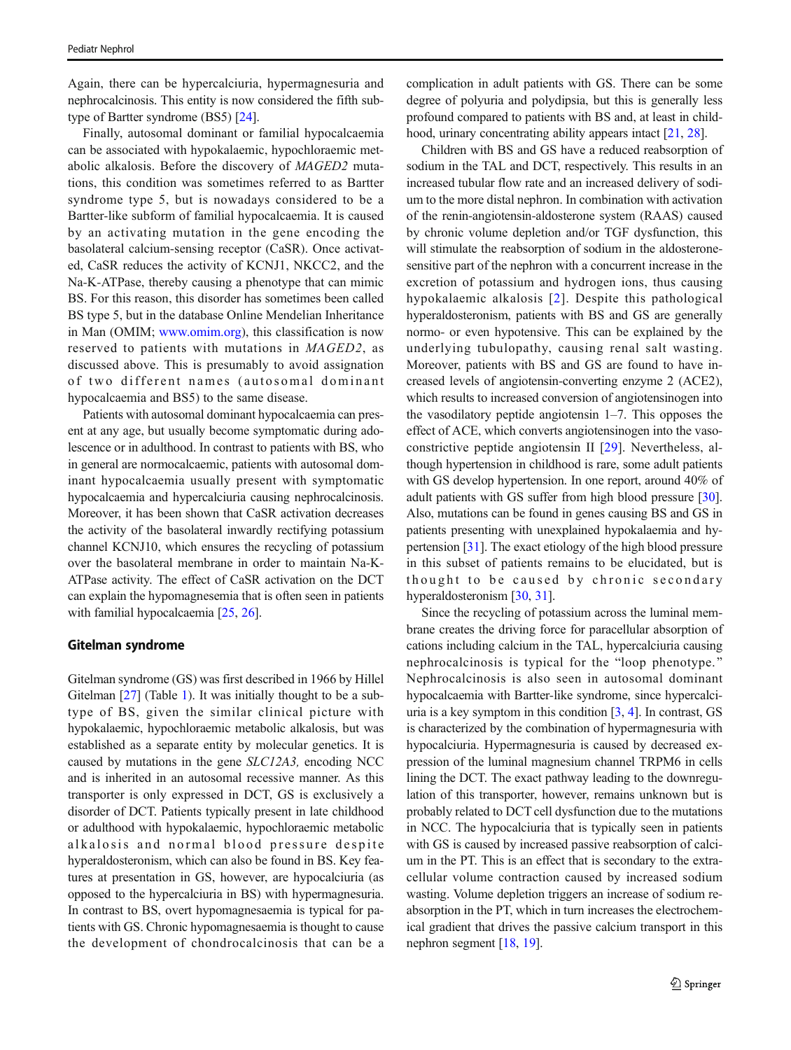Again, there can be hypercalciuria, hypermagnesuria and nephrocalcinosis. This entity is now considered the fifth subtype of Bartter syndrome (BS5) [24].

Finally, autosomal dominant or familial hypocalcaemia can be associated with hypokalaemic, hypochloraemic metabolic alkalosis. Before the discovery of *MAGED2* mutations, this condition was sometimes referred to as Bartter syndrome type 5, but is nowadays considered to be a Bartter-like subform of familial hypocalcaemia. It is caused by an activating mutation in the gene encoding the basolateral calcium-sensing receptor (CaSR). Once activated, CaSR reduces the activity of KCNJ1, NKCC2, and the Na-K-ATPase, thereby causing a phenotype that can mimic BS. For this reason, this disorder has sometimes been called BS type 5, but in the database Online Mendelian Inheritance in Man (OMIM; www.omim.org), this classification is now reserved to patients with mutations in *MAGED2*, as discussed above. This is presumably to avoid assignation of two different names (autosomal dominant hypocalcaemia and BS5) to the same disease.

Patients with autosomal dominant hypocalcaemia can present at any age, but usually become symptomatic during adolescence or in adulthood. In contrast to patients with BS, who in general are normocalcaemic, patients with autosomal dominant hypocalcaemia usually present with symptomatic hypocalcaemia and hypercalciuria causing nephrocalcinosis. Moreover, it has been shown that CaSR activation decreases the activity of the basolateral inwardly rectifying potassium channel KCNJ10, which ensures the recycling of potassium over the basolateral membrane in order to maintain Na-K-ATPase activity. The effect of CaSR activation on the DCT can explain the hypomagnesemia that is often seen in patients with familial hypocalcaemia [25, 26].

## Gitelman syndrome

Gitelman syndrome (GS) was first described in 1966 by Hillel Gitelman [27] (Table 1). It was initially thought to be a subtype of BS, given the similar clinical picture with hypokalaemic, hypochloraemic metabolic alkalosis, but was established as a separate entity by molecular genetics. It is caused by mutations in the gene *SLC12A3,* encoding NCC and is inherited in an autosomal recessive manner. As this transporter is only expressed in DCT, GS is exclusively a disorder of DCT. Patients typically present in late childhood or adulthood with hypokalaemic, hypochloraemic metabolic alkalosis and normal blood pressure despite hyperaldosteronism, which can also be found in BS. Key features at presentation in GS, however, are hypocalciuria (as opposed to the hypercalciuria in BS) with hypermagnesuria. In contrast to BS, overt hypomagnesaemia is typical for patients with GS. Chronic hypomagnesaemia is thought to cause the development of chondrocalcinosis that can be a complication in adult patients with GS. There can be some degree of polyuria and polydipsia, but this is generally less profound compared to patients with BS and, at least in childhood, urinary concentrating ability appears intact [21, 28].

Children with BS and GS have a reduced reabsorption of sodium in the TAL and DCT, respectively. This results in an increased tubular flow rate and an increased delivery of sodium to the more distal nephron. In combination with activation of the renin-angiotensin-aldosterone system (RAAS) caused by chronic volume depletion and/or TGF dysfunction, this will stimulate the reabsorption of sodium in the aldosterone-sensitive part of the nephron with a concurrent increase in the excretion of potassium and hydrogen ions, thus causing hypokalaemic alkalosis [2]. Despite this pathological hyperaldosteronism, patients with BS and GS are generally normo- or even hypotensive. This can be explained by the underlying tubulopathy, causing renal salt wasting. Moreover, patients with BS and GS are found to have increased levels of angiotensin-converting enzyme 2 (ACE2), which results to increased conversion of angiotensinogen into the vasodilatory peptide angiotensin 1–7. This opposes the effect of ACE, which converts angiotensinogen into the vasoconstrictive peptide angiotensin II [29]. Nevertheless, although hypertension in childhood is rare, some adult patients with GS develop hypertension. In one report, around 40% of adult patients with GS suffer from high blood pressure [30]. Also, mutations can be found in genes causing BS and GS in patients presenting with unexplained hypokalaemia and hypertension [31]. The exact etiology of the high blood pressure in this subset of patients remains to be elucidated, but is thought to be caused by chronic secondary hyperaldosteronism [30, 31].

Since the recycling of potassium across the luminal membrane creates the driving force for paracellular absorption of cations including calcium in the TAL, hypercalciuria causing nephrocalcinosis is typical for the "loop phenotype." Nephrocalcinosis is also seen in autosomal dominant hypocalcaemia with Bartter-like syndrome, since hypercalciuria is a key symptom in this condition [3, 4]. In contrast, GS is characterized by the combination of hypermagnesuria with hypocalciuria. Hypermagnesuria is caused by decreased expression of the luminal magnesium channel TRPM6 in cells lining the DCT. The exact pathway leading to the downregulation of this transporter, however, remains unknown but is probably related to DCT cell dysfunction due to the mutations in NCC. The hypocalciuria that is typically seen in patients with GS is caused by increased passive reabsorption of calcium in the PT. This is an effect that is secondary to the extracellular volume contraction caused by increased sodium wasting. Volume depletion triggers an increase of sodium reabsorption in the PT, which in turn increases the electrochemical gradient that drives the passive calcium transport in this nephron segment [18, 19].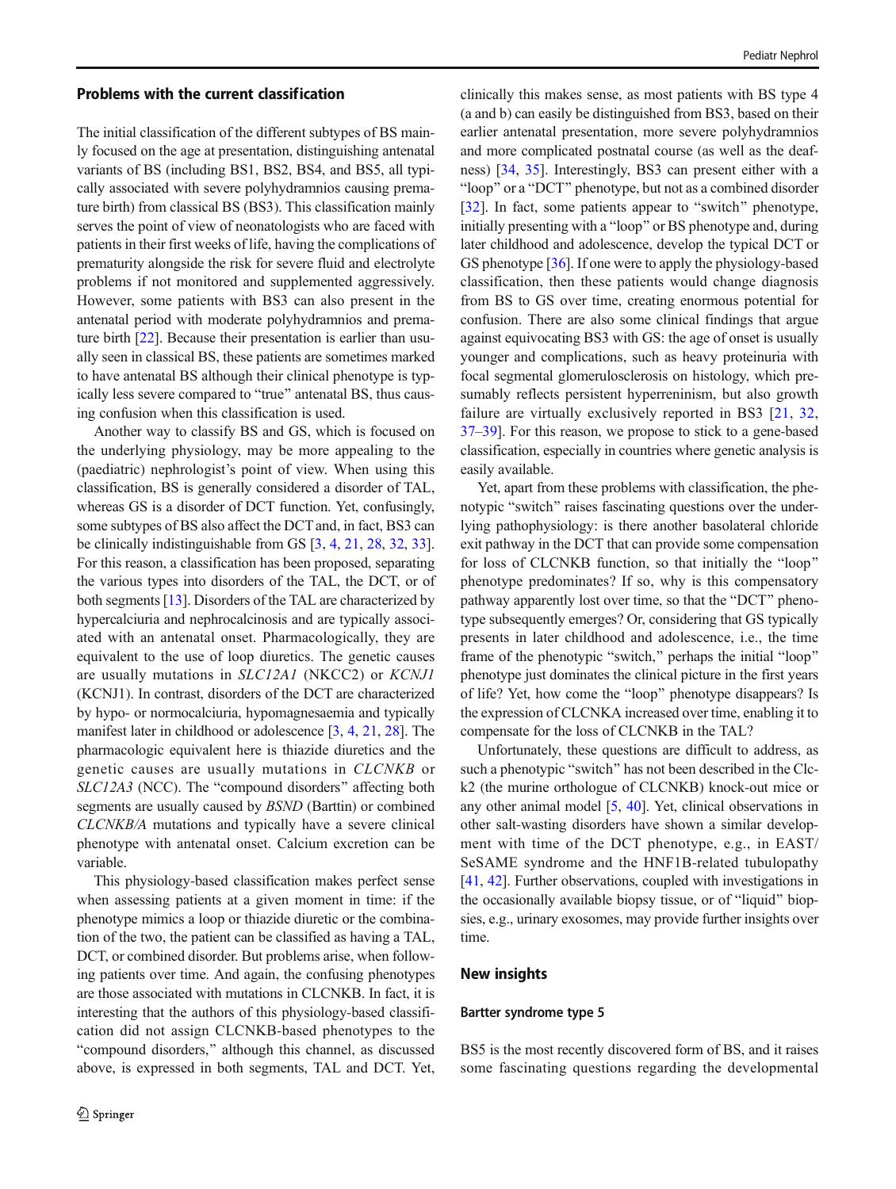### Problems with the current classification

The initial classification of the different subtypes of BS mainly focused on the age at presentation, distinguishing antenatal variants of BS (including BS1, BS2, BS4, and BS5, all typically associated with severe polyhydramnios causing premature birth) from classical BS (BS3). This classification mainly serves the point of view of neonatologists who are faced with patients in their first weeks of life, having the complications of prematurity alongside the risk for severe fluid and electrolyte problems if not monitored and supplemented aggressively. However, some patients with BS3 can also present in the antenatal period with moderate polyhydramnios and premature birth [22]. Because their presentation is earlier than usually seen in classical BS, these patients are sometimes marked to have antenatal BS although their clinical phenotype is typically less severe compared to "true" antenatal BS, thus causing confusion when this classification is used.

Another way to classify BS and GS, which is focused on the underlying physiology, may be more appealing to the (paediatric) nephrologist's point of view. When using this classification, BS is generally considered a disorder of TAL, whereas GS is a disorder of DCT function. Yet, confusingly, some subtypes of BS also affect the DCT and, in fact, BS3 can be clinically indistinguishable from GS [3, 4, 21, 28, 32, 33]. For this reason, a classification has been proposed, separating the various types into disorders of the TAL, the DCT, or of both segments [13]. Disorders of the TAL are characterized by hypercalciuria and nephrocalcinosis and are typically associated with an antenatal onset. Pharmacologically, they are equivalent to the use of loop diuretics. The genetic causes are usually mutations in *SLC12A1* (NKCC2) or *KCNJ1* (KCNJ1). In contrast, disorders of the DCT are characterized by hypo- or normocalciuria, hypomagnesaemia and typically manifest later in childhood or adolescence [3, 4, 21, 28]. The pharmacologic equivalent here is thiazide diuretics and the genetic causes are usually mutations in *CLCNKB* or *SLC12A3* (NCC). The "compound disorders" affecting both segments are usually caused by *BSND* (Barttin) or combined *CLCNKB/A* mutations and typically have a severe clinical phenotype with antenatal onset. Calcium excretion can be variable.

This physiology-based classification makes perfect sense when assessing patients at a given moment in time: if the phenotype mimics a loop or thiazide diuretic or the combination of the two, the patient can be classified as having a TAL, DCT, or combined disorder. But problems arise, when following patients over time. And again, the confusing phenotypes are those associated with mutations in CLCNKB. In fact, it is interesting that the authors of this physiology-based classification did not assign CLCNKB-based phenotypes to the "compound disorders," although this channel, as discussed above, is expressed in both segments, TAL and DCT. Yet, clinically this makes sense, as most patients with BS type 4 (a and b) can easily be distinguished from BS3, based on their earlier antenatal presentation, more severe polyhydramnios and more complicated postnatal course (as well as the deafness) [34, 35]. Interestingly, BS3 can present either with a "loop" or a "DCT" phenotype, but not as a combined disorder [32]. In fact, some patients appear to "switch" phenotype, initially presenting with a "loop" or BS phenotype and, during later childhood and adolescence, develop the typical DCT or GS phenotype [36]. If one were to apply the physiology-based classification, then these patients would change diagnosis from BS to GS over time, creating enormous potential for confusion. There are also some clinical findings that argue against equivocating BS3 with GS: the age of onset is usually younger and complications, such as heavy proteinuria with focal segmental glomerulosclerosis on histology, which presumably reflects persistent hyperreninism, but also growth failure are virtually exclusively reported in BS3 [21, 32, 37–39]. For this reason, we propose to stick to a gene-based classification, especially in countries where genetic analysis is easily available.

Yet, apart from these problems with classification, the phenotypic "switch" raises fascinating questions over the underlying pathophysiology: is there another basolateral chloride exit pathway in the DCT that can provide some compensation for loss of CLCNKB function, so that initially the "loop" phenotype predominates? If so, why is this compensatory pathway apparently lost over time, so that the "DCT" phenotype subsequently emerges? Or, considering that GS typically presents in later childhood and adolescence, i.e., the time frame of the phenotypic "switch," perhaps the initial "loop" phenotype just dominates the clinical picture in the first years of life? Yet, how come the "loop" phenotype disappears? Is the expression of CLCNKA increased over time, enabling it to compensate for the loss of CLCNKB in the TAL?

Unfortunately, these questions are difficult to address, as such a phenotypic "switch" has not been described in the Clc-k2 (the murine orthologue of CLCNKB) knock-out mice or any other animal model [5, 40]. Yet, clinical observations in other salt-wasting disorders have shown a similar development with time of the DCT phenotype, e.g., in EAST/SeSAME syndrome and the HNF1B-related tubulopathy [41, 42]. Further observations, coupled with investigations in the occasionally available biopsy tissue, or of "liquid" biopsies, e.g., urinary exosomes, may provide further insights over time.

## New insights

### Bartter syndrome type 5

BS5 is the most recently discovered form of BS, and it raises some fascinating questions regarding the developmental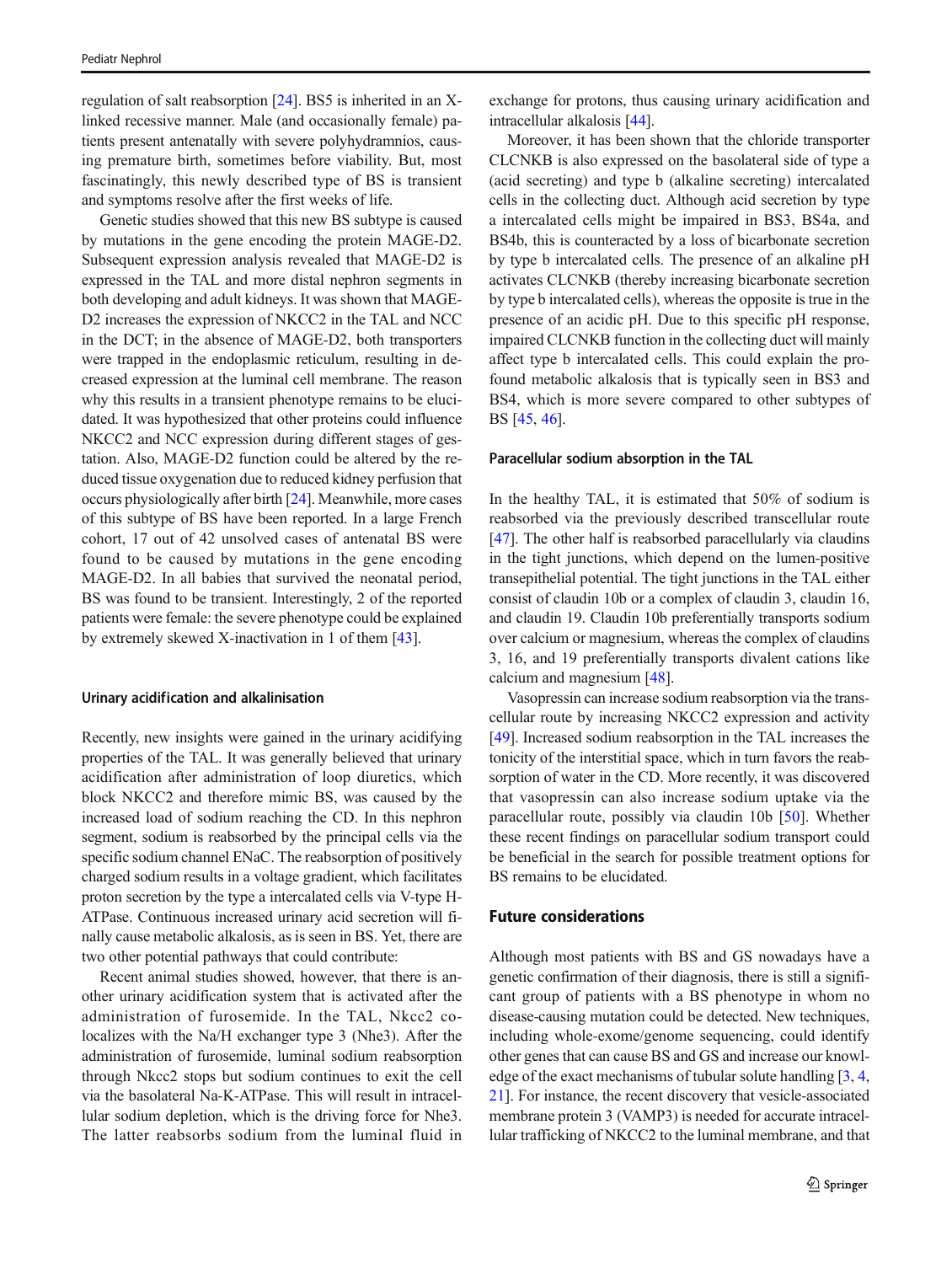regulation of salt reabsorption [24]. BS5 is inherited in an X-linked recessive manner. Male (and occasionally female) patients present antenatally with severe polyhydramnios, causing premature birth, sometimes before viability. But, most fascinatingly, this newly described type of BS is transient and symptoms resolve after the first weeks of life.

Genetic studies showed that this new BS subtype is caused by mutations in the gene encoding the protein MAGE-D2. Subsequent expression analysis revealed that MAGE-D2 is expressed in the TAL and more distal nephron segments in both developing and adult kidneys. It was shown that MAGE-D2 increases the expression of NKCC2 in the TAL and NCC in the DCT; in the absence of MAGE-D2, both transporters were trapped in the endoplasmic reticulum, resulting in decreased expression at the luminal cell membrane. The reason why this results in a transient phenotype remains to be elucidated. It was hypothesized that other proteins could influence NKCC2 and NCC expression during different stages of gestation. Also, MAGE-D2 function could be altered by the reduced tissue oxygenation due to reduced kidney perfusion that occurs physiologically after birth [24]. Meanwhile, more cases of this subtype of BS have been reported. In a large French cohort, 17 out of 42 unsolved cases of antenatal BS were found to be caused by mutations in the gene encoding MAGE-D2. In all babies that survived the neonatal period, BS was found to be transient. Interestingly, 2 of the reported patients were female: the severe phenotype could be explained by extremely skewed X-inactivation in 1 of them [43].

### Urinary acidification and alkalinisation

Recently, new insights were gained in the urinary acidifying properties of the TAL. It was generally believed that urinary acidification after administration of loop diuretics, which block NKCC2 and therefore mimic BS, was caused by the increased load of sodium reaching the CD. In this nephron segment, sodium is reabsorbed by the principal cells via the specific sodium channel ENaC. The reabsorption of positively charged sodium results in a voltage gradient, which facilitates proton secretion by the type a intercalated cells via V-type H-ATPase. Continuous increased urinary acid secretion will finally cause metabolic alkalosis, as is seen in BS. Yet, there are two other potential pathways that could contribute:

Recent animal studies showed, however, that there is another urinary acidification system that is activated after the administration of furosemide. In the TAL, Nkcc2 co-localizes with the Na/H exchanger type 3 (Nhe3). After the administration of furosemide, luminal sodium reabsorption through Nkcc2 stops but sodium continues to exit the cell via the basolateral Na-K-ATPase. This will result in intracellular sodium depletion, which is the driving force for Nhe3. The latter reabsorbs sodium from the luminal fluid in exchange for protons, thus causing urinary acidification and intracellular alkalosis [44].

Moreover, it has been shown that the chloride transporter CLCNKB is also expressed on the basolateral side of type a (acid secreting) and type b (alkaline secreting) intercalated cells in the collecting duct. Although acid secretion by type a intercalated cells might be impaired in BS3, BS4a, and BS4b, this is counteracted by a loss of bicarbonate secretion by type b intercalated cells. The presence of an alkaline pH activates CLCNKB (thereby increasing bicarbonate secretion by type b intercalated cells), whereas the opposite is true in the presence of an acidic pH. Due to this specific pH response, impaired CLCNKB function in the collecting duct will mainly affect type b intercalated cells. This could explain the profound metabolic alkalosis that is typically seen in BS3 and BS4, which is more severe compared to other subtypes of BS [45, 46].

### Paracellular sodium absorption in the TAL

In the healthy TAL, it is estimated that 50% of sodium is reabsorbed via the previously described transcellular route [47]. The other half is reabsorbed paracellularly via claudins in the tight junctions, which depend on the lumen-positive transepithelial potential. The tight junctions in the TAL either consist of claudin 10b or a complex of claudin 3, claudin 16, and claudin 19. Claudin 10b preferentially transports sodium over calcium or magnesium, whereas the complex of claudins 3, 16, and 19 preferentially transports divalent cations like calcium and magnesium [48].

Vasopressin can increase sodium reabsorption via the transcellular route by increasing NKCC2 expression and activity [49]. Increased sodium reabsorption in the TAL increases the tonicity of the interstitial space, which in turn favors the reabsorption of water in the CD. More recently, it was discovered that vasopressin can also increase sodium uptake via the paracellular route, possibly via claudin 10b [50]. Whether these recent findings on paracellular sodium transport could be beneficial in the search for possible treatment options for BS remains to be elucidated.

## Future considerations

Although most patients with BS and GS nowadays have a genetic confirmation of their diagnosis, there is still a significant group of patients with a BS phenotype in whom no disease-causing mutation could be detected. New techniques, including whole-exome/genome sequencing, could identify other genes that can cause BS and GS and increase our knowledge of the exact mechanisms of tubular solute handling [3, 4, 21]. For instance, the recent discovery that vesicle-associated membrane protein 3 (VAMP3) is needed for accurate intracellular trafficking of NKCC2 to the luminal membrane, and that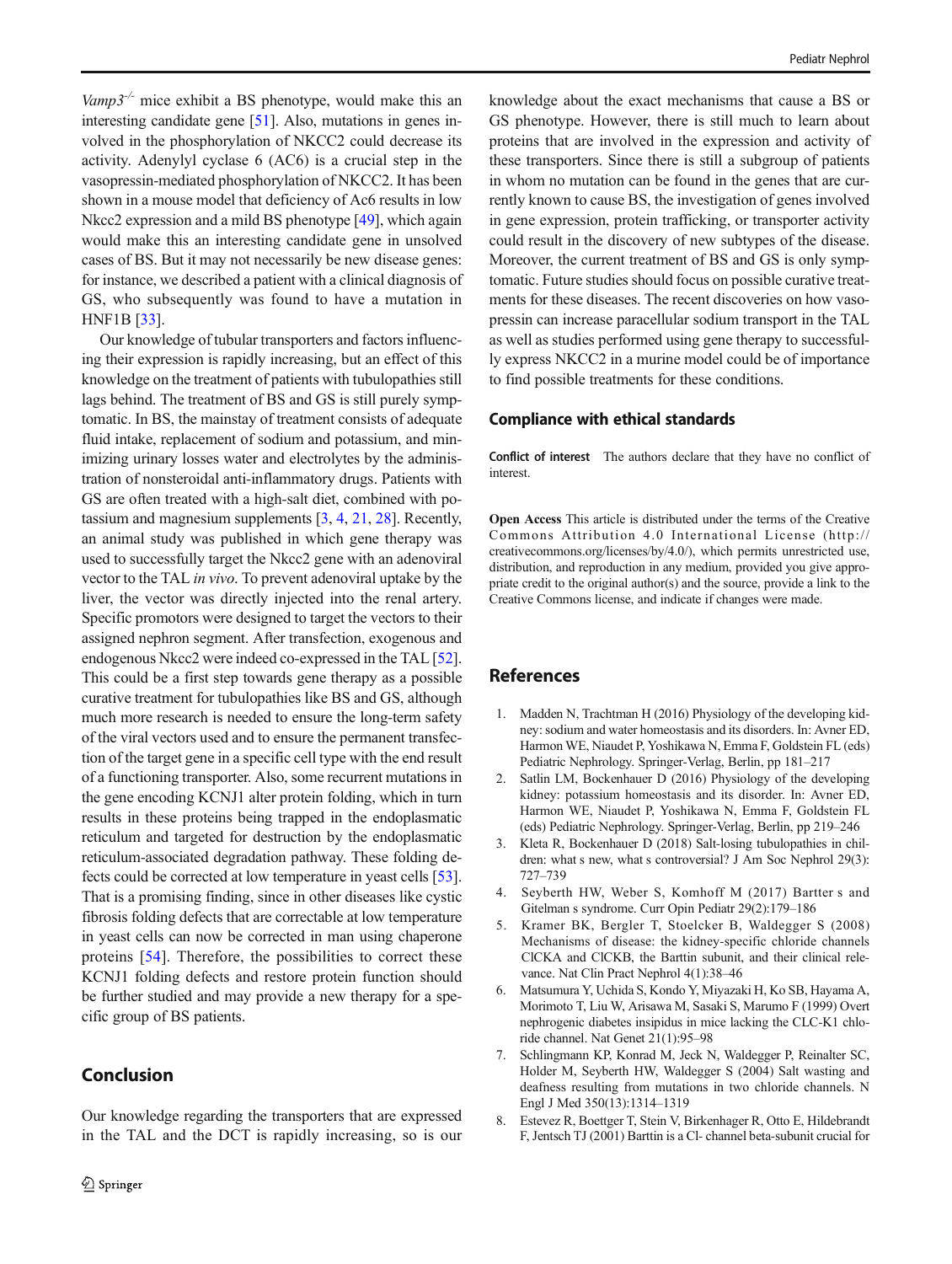*Vamp3*$^{-/-}$ mice exhibit a BS phenotype, would make this an interesting candidate gene [51]. Also, mutations in genes involved in the phosphorylation of NKCC2 could decrease its activity. Adenylyl cyclase 6 (AC6) is a crucial step in the vasopressin-mediated phosphorylation of NKCC2. It has been shown in a mouse model that deficiency of Ac6 results in low Nkcc2 expression and a mild BS phenotype [49], which again would make this an interesting candidate gene in unsolved cases of BS. But it may not necessarily be new disease genes: for instance, we described a patient with a clinical diagnosis of GS, who subsequently was found to have a mutation in HNF1B [33].

Our knowledge of tubular transporters and factors influencing their expression is rapidly increasing, but an effect of this knowledge on the treatment of patients with tubulopathies still lags behind. The treatment of BS and GS is still purely symptomatic. In BS, the mainstay of treatment consists of adequate fluid intake, replacement of sodium and potassium, and minimizing urinary losses water and electrolytes by the administration of nonsteroidal anti-inflammatory drugs. Patients with GS are often treated with a high-salt diet, combined with potassium and magnesium supplements [3, 4, 21, 28]. Recently, an animal study was published in which gene therapy was used to successfully target the Nkcc2 gene with an adenoviral vector to the TAL *in vivo*. To prevent adenoviral uptake by the liver, the vector was directly injected into the renal artery. Specific promotors were designed to target the vectors to their assigned nephron segment. After transfection, exogenous and endogenous Nkcc2 were indeed co-expressed in the TAL [52]. This could be a first step towards gene therapy as a possible curative treatment for tubulopathies like BS and GS, although much more research is needed to ensure the long-term safety of the viral vectors used and to ensure the permanent transfection of the target gene in a specific cell type with the end result of a functioning transporter. Also, some recurrent mutations in the gene encoding KCNJ1 alter protein folding, which in turn results in these proteins being trapped in the endoplasmatic reticulum and targeted for destruction by the endoplasmatic reticulum-associated degradation pathway. These folding defects could be corrected at low temperature in yeast cells [53]. That is a promising finding, since in other diseases like cystic fibrosis folding defects that are correctable at low temperature in yeast cells can now be corrected in man using chaperone proteins [54]. Therefore, the possibilities to correct these KCNJ1 folding defects and restore protein function should be further studied and may provide a new therapy for a specific group of BS patients.

## Conclusion

Our knowledge regarding the transporters that are expressed in the TAL and the DCT is rapidly increasing, so is our knowledge about the exact mechanisms that cause a BS or GS phenotype. However, there is still much to learn about proteins that are involved in the expression and activity of these transporters. Since there is still a subgroup of patients in whom no mutation can be found in the genes that are currently known to cause BS, the investigation of genes involved in gene expression, protein trafficking, or transporter activity could result in the discovery of new subtypes of the disease. Moreover, the current treatment of BS and GS is only symptomatic. Future studies should focus on possible curative treatments for these diseases. The recent discoveries on how vasopressin can increase paracellular sodium transport in the TAL as well as studies performed using gene therapy to successfully express NKCC2 in a murine model could be of importance to find possible treatments for these conditions.

## Compliance with ethical standards

**Conflict of interest** The authors declare that they have no conflict of interest.

**Open Access** This article is distributed under the terms of the Creative Commons Attribution 4.0 International License (http://creativecommons.org/licenses/by/4.0/), which permits unrestricted use, distribution, and reproduction in any medium, provided you give appropriate credit to the original author(s) and the source, provide a link to the Creative Commons license, and indicate if changes were made.

## References

1. Madden N, Trachtman H (2016) Physiology of the developing kidney: sodium and water homeostasis and its disorders. In: Avner ED, Harmon WE, Niaudet P, Yoshikawa N, Emma F, Goldstein FL (eds) Pediatric Nephrology. Springer-Verlag, Berlin, pp 181–217
2. Satlin LM, Bockenhauer D (2016) Physiology of the developing kidney: potassium homeostasis and its disorder. In: Avner ED, Harmon WE, Niaudet P, Yoshikawa N, Emma F, Goldstein FL (eds) Pediatric Nephrology. Springer-Verlag, Berlin, pp 219–246
3. Kleta R, Bockenhauer D (2018) Salt-losing tubulopathies in children: what s new, what s controversial? J Am Soc Nephrol 29(3): 727–739
4. Seyberth HW, Weber S, Komhoff M (2017) Bartter s and Gitelman s syndrome. Curr Opin Pediatr 29(2):179–186
5. Kramer BK, Bergler T, Stoelcker B, Waldegger S (2008) Mechanisms of disease: the kidney-specific chloride channels ClCKA and ClCKB, the Barttin subunit, and their clinical relevance. Nat Clin Pract Nephrol 4(1):38–46
6. Matsumura Y, Uchida S, Kondo Y, Miyazaki H, Ko SB, Hayama A, Morimoto T, Liu W, Arisawa M, Sasaki S, Marumo F (1999) Overt nephrogenic diabetes insipidus in mice lacking the CLC-K1 chloride channel. Nat Genet 21(1):95–98
7. Schlingmann KP, Konrad M, Jeck N, Waldegger P, Reinalter SC, Holder M, Seyberth HW, Waldegger S (2004) Salt wasting and deafness resulting from mutations in two chloride channels. N Engl J Med 350(13):1314–1319
8. Estevez R, Boettger T, Stein V, Birkenhager R, Otto E, Hildebrandt F, Jentsch TJ (2001) Barttin is a Cl- channel beta-subunit crucial for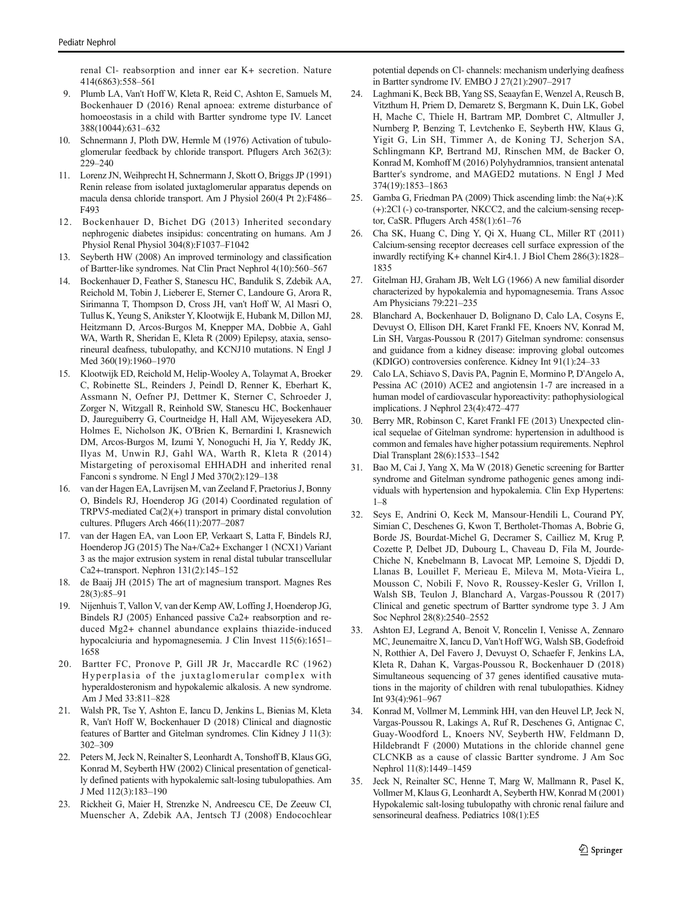renal Cl- reabsorption and inner ear K+ secretion. Nature 414(6863):558–561

9. Plumb LA, Van't Hoff W, Kleta R, Reid C, Ashton E, Samuels M, Bockenhauer D (2016) Renal apnoea: extreme disturbance of homoeostasis in a child with Bartter syndrome type IV. Lancet 388(10044):631–632
10. Schnermann J, Ploth DW, Hermle M (1976) Activation of tubulo-glomerular feedback by chloride transport. Pflugers Arch 362(3): 229–240
11. Lorenz JN, Weihprecht H, Schnermann J, Skott O, Briggs JP (1991) Renin release from isolated juxtaglomerular apparatus depends on macula densa chloride transport. Am J Physiol 260(4 Pt 2):F486–F493
12. Bockenhauer D, Bichet DG (2013) Inherited secondary nephrogenic diabetes insipidus: concentrating on humans. Am J Physiol Renal Physiol 304(8):F1037–F1042
13. Seyberth HW (2008) An improved terminology and classification of Bartter-like syndromes. Nat Clin Pract Nephrol 4(10):560–567
14. Bockenhauer D, Feather S, Stanescu HC, Bandulik S, Zdebik AA, Reichold M, Tobin J, Lieberer E, Sterner C, Landoure G, Arora R, Sirimanna T, Thompson D, Cross JH, van't Hoff W, Al Masri O, Tullus K, Yeung S, Anikster Y, Klootwijk E, Hubank M, Dillon MJ, Heitzmann D, Arcos-Burgos M, Knepper MA, Dobbie A, Gahl WA, Warth R, Sheridan E, Kleta R (2009) Epilepsy, ataxia, sensorineural deafness, tubulopathy, and KCNJ10 mutations. N Engl J Med 360(19):1960–1970
15. Klootwijk ED, Reichold M, Helip-Wooley A, Tolaymat A, Broeker C, Robinette SL, Reinders J, Peindl D, Renner K, Eberhart K, Assmann N, Oefner PJ, Dettmer K, Sterner C, Schroeder J, Zorger N, Witzgall R, Reinhold SW, Stanescu HC, Bockenhauer D, Jaureguiberry G, Courtneidge H, Hall AM, Wijeyesekera AD, Holmes E, Nicholson JK, O'Brien K, Bernardini I, Krasnewich DM, Arcos-Burgos M, Izumi Y, Nonoguchi H, Jia Y, Reddy JK, Ilyas M, Unwin RJ, Gahl WA, Warth R, Kleta R (2014) Mistargeting of peroxisomal EHHADH and inherited renal Fanconi s syndrome. N Engl J Med 370(2):129–138
16. van der Hagen EA, Lavrijsen M, van Zeeland F, Praetorius J, Bonny O, Bindels RJ, Hoenderop JG (2014) Coordinated regulation of TRPV5-mediated Ca(2)(+) transport in primary distal convolution cultures. Pflugers Arch 466(11):2077–2087
17. van der Hagen EA, van Loon EP, Verkaart S, Latta F, Bindels RJ, Hoenderop JG (2015) The Na+/Ca2+ Exchanger 1 (NCX1) Variant 3 as the major extrusion system in renal distal tubular transcellular Ca2+-transport. Nephron 131(2):145–152
18. de Baaij JH (2015) The art of magnesium transport. Magnes Res 28(3):85–91
19. Nijenhuis T, Vallon V, van der Kemp AW, Loffing J, Hoenderop JG, Bindels RJ (2005) Enhanced passive Ca2+ reabsorption and reduced Mg2+ channel abundance explains thiazide-induced hypocalciuria and hypomagnesemia. J Clin Invest 115(6):1651–1658
20. Bartter FC, Pronove P, Gill JR Jr, Maccardle RC (1962) Hyperplasia of the juxtaglomerular complex with hyperaldosteronism and hypokalemic alkalosis. A new syndrome. Am J Med 33:811–828
21. Walsh PR, Tse Y, Ashton E, Iancu D, Jenkins L, Bienias M, Kleta R, Van't Hoff W, Bockenhauer D (2018) Clinical and diagnostic features of Bartter and Gitelman syndromes. Clin Kidney J 11(3): 302–309
22. Peters M, Jeck N, Reinalter S, Leonhardt A, Tonshoff B, Klaus GG, Konrad M, Seyberth HW (2002) Clinical presentation of genetically defined patients with hypokalemic salt-losing tubulopathies. Am J Med 112(3):183–190
23. Rickheit G, Maier H, Strenzke N, Andreescu CE, De Zeeuw CI, Muenscher A, Zdebik AA, Jentsch TJ (2008) Endocochlear potential depends on Cl- channels: mechanism underlying deafness in Bartter syndrome IV. EMBO J 27(21):2907–2917
24. Laghmani K, Beck BB, Yang SS, Seaayfan E, Wenzel A, Reusch B, Vitzthum H, Priem D, Demaretz S, Bergmann K, Duin LK, Gobel H, Mache C, Thiele H, Bartram MP, Dombret C, Altmuller J, Nurnberg P, Benzing T, Levtchenko E, Seyberth HW, Klaus G, Yigit G, Lin SH, Timmer A, de Koning TJ, Scherjon SA, Schlingmann KP, Bertrand MJ, Rinschen MM, de Backer O, Konrad M, Komhoff M (2016) Polyhydramnios, transient antenatal Bartter's syndrome, and MAGED2 mutations. N Engl J Med 374(19):1853–1863
25. Gamba G, Friedman PA (2009) Thick ascending limb: the Na(+):K(+):2Cl (-) co-transporter, NKCC2, and the calcium-sensing receptor, CaSR. Pflugers Arch 458(1):61–76
26. Cha SK, Huang C, Ding Y, Qi X, Huang CL, Miller RT (2011) Calcium-sensing receptor decreases cell surface expression of the inwardly rectifying K+ channel Kir4.1. J Biol Chem 286(3):1828–1835
27. Gitelman HJ, Graham JB, Welt LG (1966) A new familial disorder characterized by hypokalemia and hypomagnesemia. Trans Assoc Am Physicians 79:221–235
28. Blanchard A, Bockenhauer D, Bolignano D, Calo LA, Cosyns E, Devuyst O, Ellison DH, Karet Frankl FE, Knoers NV, Konrad M, Lin SH, Vargas-Poussou R (2017) Gitelman syndrome: consensus and guidance from a kidney disease: improving global outcomes (KDIGO) controversies conference. Kidney Int 91(1):24–33
29. Calo LA, Schiavo S, Davis PA, Pagnin E, Mormino P, D'Angelo A, Pessina AC (2010) ACE2 and angiotensin 1-7 are increased in a human model of cardiovascular hyporeactivity: pathophysiological implications. J Nephrol 23(4):472–477
30. Berry MR, Robinson C, Karet Frankl FE (2013) Unexpected clinical sequelae of Gitelman syndrome: hypertension in adulthood is common and females have higher potassium requirements. Nephrol Dial Transplant 28(6):1533–1542
31. Bao M, Cai J, Yang X, Ma W (2018) Genetic screening for Bartter syndrome and Gitelman syndrome pathogenic genes among individuals with hypertension and hypokalemia. Clin Exp Hypertens: 1–8
32. Seys E, Andrini O, Keck M, Mansour-Hendili L, Courand PY, Simian C, Deschenes G, Kwon T, Bertholet-Thomas A, Bobrie G, Borde JS, Bourdat-Michel G, Decramer S, Cailliez M, Krug P, Cozette P, Delbet JD, Dubourg L, Chaveau D, Fila M, Jourde-Chiche N, Knebelmann B, Lavocat MP, Lemoine S, Djeddi D, Llanas B, Louillet F, Merieau E, Mileva M, Mota-Vieira L, Mousson C, Nobili F, Novo R, Roussey-Kesler G, Vrillon I, Walsh SB, Teulon J, Blanchard A, Vargas-Poussou R (2017) Clinical and genetic spectrum of Bartter syndrome type 3. J Am Soc Nephrol 28(8):2540–2552
33. Ashton EJ, Legrand A, Benoit V, Roncelin I, Venisse A, Zennaro MC, Jeunemaitre X, Iancu D, Van't Hoff WG, Walsh SB, Godefroid N, Rotthier A, Del Favero J, Devuyst O, Schaefer F, Jenkins LA, Kleta R, Dahan K, Vargas-Poussou R, Bockenhauer D (2018) Simultaneous sequencing of 37 genes identified causative mutations in the majority of children with renal tubulopathies. Kidney Int 93(4):961–967
34. Konrad M, Vollmer M, Lemmink HH, van den Heuvel LP, Jeck N, Vargas-Poussou R, Lakings A, Ruf R, Deschenes G, Antignac C, Guay-Woodford L, Knoers NV, Seyberth HW, Feldmann D, Hildebrandt F (2000) Mutations in the chloride channel gene CLCNKB as a cause of classic Bartter syndrome. J Am Soc Nephrol 11(8):1449–1459
35. Jeck N, Reinalter SC, Henne T, Marg W, Mallmann R, Pasel K, Vollmer M, Klaus G, Leonhardt A, Seyberth HW, Konrad M (2001) Hypokalemic salt-losing tubulopathy with chronic renal failure and sensorineural deafness. Pediatrics 108(1):E5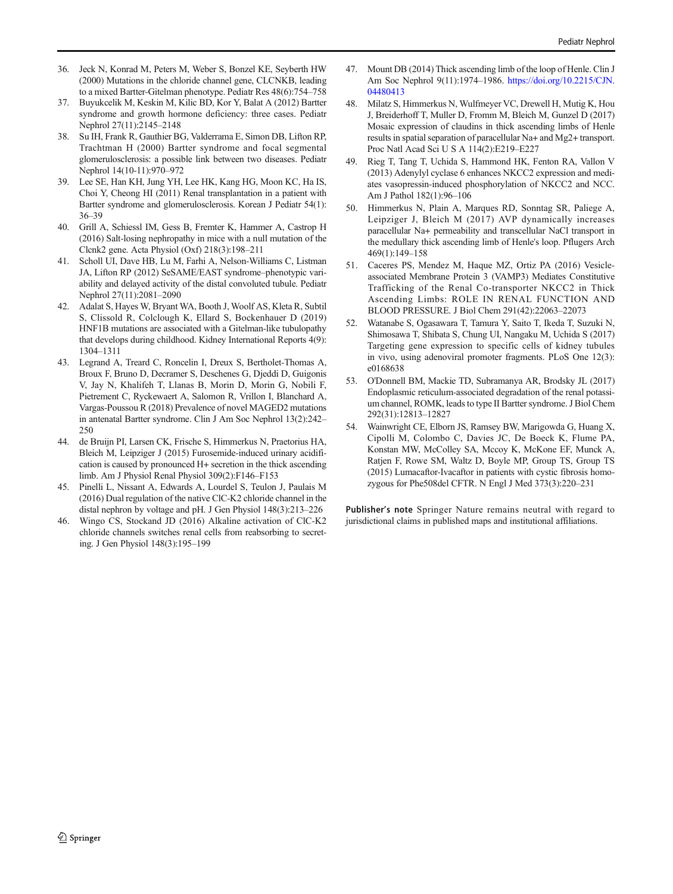36. Jeck N, Konrad M, Peters M, Weber S, Bonzel KE, Seyberth HW (2000) Mutations in the chloride channel gene, CLCNKB, leading to a mixed Bartter-Gitelman phenotype. Pediatr Res 48(6):754–758
37. Buyukcelik M, Keskin M, Kilic BD, Kor Y, Balat A (2012) Bartter syndrome and growth hormone deficiency: three cases. Pediatr Nephrol 27(11):2145–2148
38. Su IH, Frank R, Gauthier BG, Valderrama E, Simon DB, Lifton RP, Trachtman H (2000) Bartter syndrome and focal segmental glomerulosclerosis: a possible link between two diseases. Pediatr Nephrol 14(10-11):970–972
39. Lee SE, Han KH, Jung YH, Lee HK, Kang HG, Moon KC, Ha IS, Choi Y, Cheong HI (2011) Renal transplantation in a patient with Bartter syndrome and glomerulosclerosis. Korean J Pediatr 54(1):36–39
40. Grill A, Schiessl IM, Gess B, Fremter K, Hammer A, Castrop H (2016) Salt-losing nephropathy in mice with a null mutation of the Clcnk2 gene. Acta Physiol (Oxf) 218(3):198–211
41. Scholl UI, Dave HB, Lu M, Farhi A, Nelson-Williams C, Listman JA, Lifton RP (2012) SeSAME/EAST syndrome–phenotypic variability and delayed activity of the distal convoluted tubule. Pediatr Nephrol 27(11):2081–2090
42. Adalat S, Hayes W, Bryant WA, Booth J, Woolf AS, Kleta R, Subtil S, Clissold R, Colclough K, Ellard S, Bockenhauer D (2019) HNF1B mutations are associated with a Gitelman-like tubulopathy that develops during childhood. Kidney International Reports 4(9): 1304–1311
43. Legrand A, Treard C, Roncelin I, Dreux S, Bertholet-Thomas A, Broux F, Bruno D, Decramer S, Deschenes G, Djeddi D, Guigonis V, Jay N, Khalifeh T, Llanas B, Morin D, Morin G, Nobili F, Pietrement C, Ryckewaert A, Salomon R, Vrillon I, Blanchard A, Vargas-Poussou R (2018) Prevalence of novel MAGED2 mutations in antenatal Bartter syndrome. Clin J Am Soc Nephrol 13(2):242–250
44. de Bruijn PI, Larsen CK, Frische S, Himmerkus N, Praetorius HA, Bleich M, Leipziger J (2015) Furosemide-induced urinary acidification is caused by pronounced H+ secretion in the thick ascending limb. Am J Physiol Renal Physiol 309(2):F146–F153
45. Pinelli L, Nissant A, Edwards A, Lourdel S, Teulon J, Paulais M (2016) Dual regulation of the native ClC-K2 chloride channel in the distal nephron by voltage and pH. J Gen Physiol 148(3):213–226
46. Wingo CS, Stockand JD (2016) Alkaline activation of ClC-K2 chloride channels switches renal cells from reabsorbing to secreting. J Gen Physiol 148(3):195–199
47. Mount DB (2014) Thick ascending limb of the loop of Henle. Clin J Am Soc Nephrol 9(11):1974–1986. https://doi.org/10.2215/CJN.04480413
48. Milatz S, Himmerkus N, Wulfmeyer VC, Drewell H, Mutig K, Hou J, Breiderhoff T, Muller D, Fromm M, Bleich M, Gunzel D (2017) Mosaic expression of claudins in thick ascending limbs of Henle results in spatial separation of paracellular Na+ and Mg2+ transport. Proc Natl Acad Sci U S A 114(2):E219–E227
49. Rieg T, Tang T, Uchida S, Hammond HK, Fenton RA, Vallon V (2013) Adenylyl cyclase 6 enhances NKCC2 expression and mediates vasopressin-induced phosphorylation of NKCC2 and NCC. Am J Pathol 182(1):96–106
50. Himmerkus N, Plain A, Marques RD, Sonntag SR, Paliege A, Leipziger J, Bleich M (2017) AVP dynamically increases paracellular Na+ permeability and transcellular NaCl transport in the medullary thick ascending limb of Henle's loop. Pflugers Arch 469(1):149–158
51. Caceres PS, Mendez M, Haque MZ, Ortiz PA (2016) Vesicle-associated Membrane Protein 3 (VAMP3) Mediates Constitutive Trafficking of the Renal Co-transporter NKCC2 in Thick Ascending Limbs: ROLE IN RENAL FUNCTION AND BLOOD PRESSURE. J Biol Chem 291(42):22063–22073
52. Watanabe S, Ogasawara T, Tamura Y, Saito T, Ikeda T, Suzuki N, Shimosawa T, Shibata S, Chung UI, Nangaku M, Uchida S (2017) Targeting gene expression to specific cells of kidney tubules in vivo, using adenoviral promoter fragments. PLoS One 12(3): e0168638
53. O'Donnell BM, Mackie TD, Subramanya AR, Brodsky JL (2017) Endoplasmic reticulum-associated degradation of the renal potassium channel, ROMK, leads to type II Bartter syndrome. J Biol Chem 292(31):12813–12827
54. Wainwright CE, Elborn JS, Ramsey BW, Marigowda G, Huang X, Cipolli M, Colombo C, Davies JC, De Boeck K, Flume PA, Konstan MW, McColley SA, Mccoy K, McKone EF, Munck A, Ratjen F, Rowe SM, Waltz D, Boyle MP, Group TS, Group TS (2015) Lumacaftor-Ivacaftor in patients with cystic fibrosis homozygous for Phe508del CFTR. N Engl J Med 373(3):220–231

**Publisher's note** Springer Nature remains neutral with regard to jurisdictional claims in published maps and institutional affiliations.